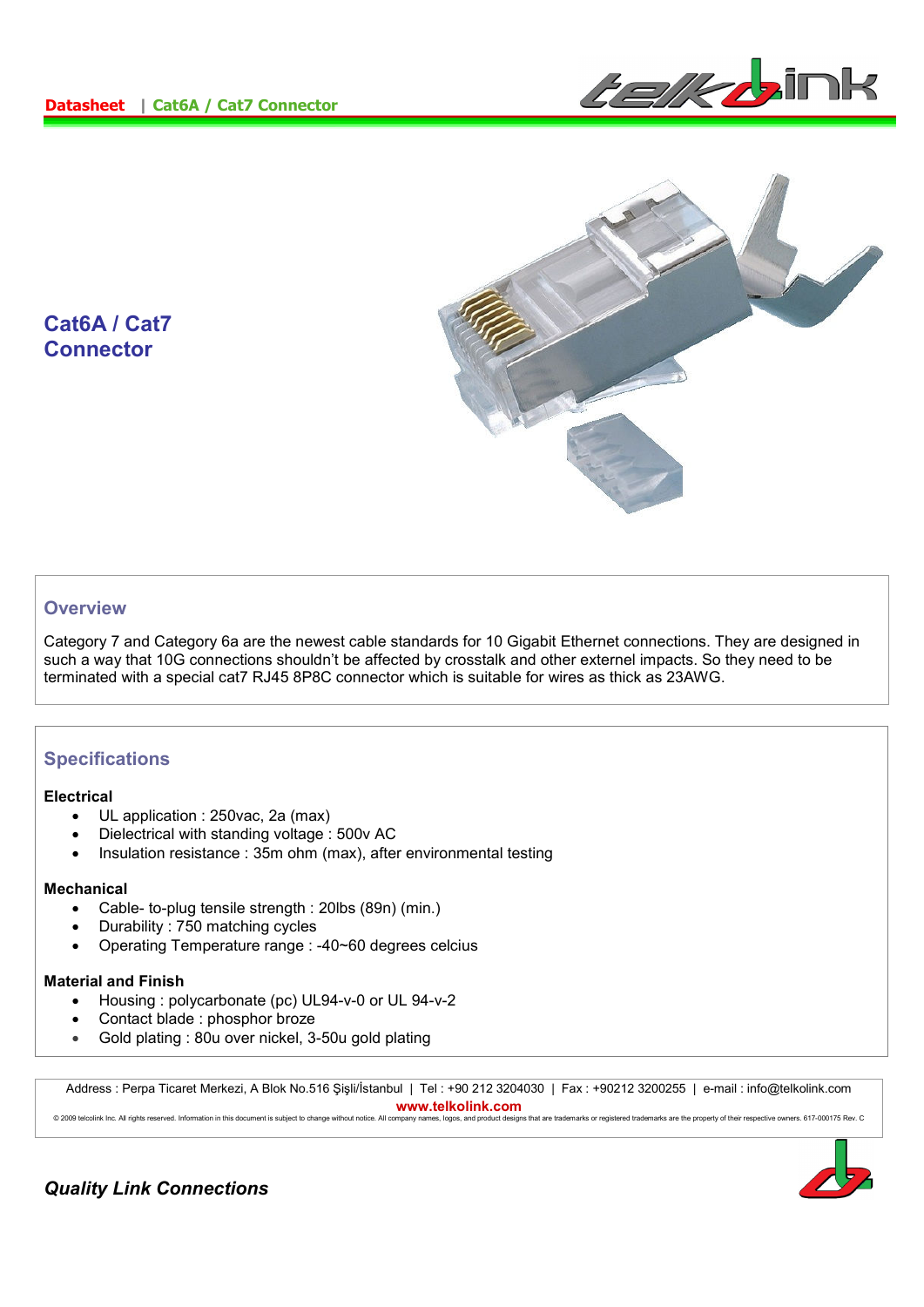**Datasheet** | **Cat6A / Cat7 Connector**

# Cat6A / Cat7 Connector

## Overview

Category 7 and Category 6a are the newest cable standards for 10 Gigabit Ethernet connections. They are designed in such a way that 10G connections shouldn't be affected by crosstalk and other externel impacts. So they need to be terminated with a special cat7 RJ45 8P8C connector which is suitable for wires as thick as 23AWG.

## Specifications

### Electrical

- UL application : 250vac, 2a (max)
- Dielectrical with standing voltage : 500v AC
- Insulation resistance : 35m ohm (max), after environmental testing

### Mechanical

- Cable- to-plug tensile strength : 20lbs (89n) (min.)
- Durability : 750 matching cycles
- Operating Temperature range : -40~60 degrees celcius

### Material and Finish

- Housing : polycarbonate (pc) UL94-v-0 or UL 94-v-2
- Contact blade : phosphor broze
- Gold plating : 80u over nickel, 3-50u gold plating

Address : Perpa Ticaret Merkezi, A Blok No.516 Şişli/İstanbul | Tel : +90 212 3204030 | Fax : +90212 3200255 | e-mail : info@telkolink.com

**www.telkolink.com**

© 2009 telcolink Inc. All rights reserved. Information in this document is subject to change without notice. All company names, logos, and product designs that are trademarks or registered trademarks are the property of their respective owners. 617-000175 Rev. C

***Quality Link Connections***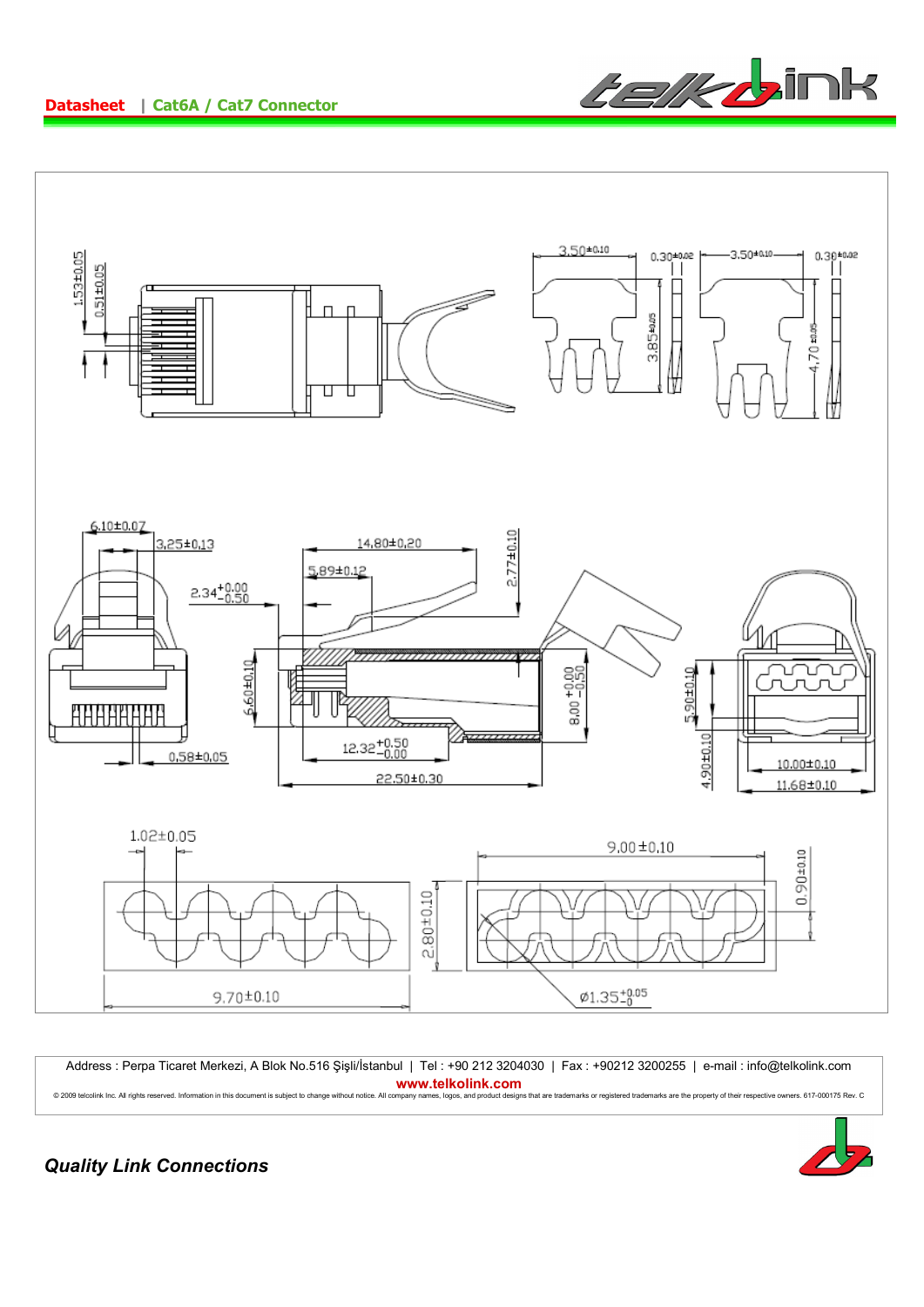Datasheet | Cat6A / Cat7 Connector

1.53±0.05
0.51±0.05

3.50±0.10
0.30±0.02
3.85±0.05
3.50±0.10
0.30±0.02
4.70±0.05

6.10±0.07
3.25±0.13
2.34 +0.00 −0.50
0.58±0.05

14.80±0.20
5.89±0.12
2.77±0.10
6.60±0.10
12.32 +0.50 −0.00
22.50±0.30
8.00 +0.00 −0.50

5.90±0.10
4.90±0.10
10.00±0.10
11.68±0.10

1.02±0.05
9.70±0.10
2.80±0.10

9.00±0.10
0.90±0.10
ø1.35 +0.05 −0

Address : Perpa Ticaret Merkezi, A Blok No.516 Şişli/İstanbul | Tel : +90 212 3204030 | Fax : +90212 3200255 | e-mail : info@telkolink.com

www.telkolink.com

© 2009 telcolink Inc. All rights reserved. Information in this document is subject to change without notice. All company names, logos, and product designs that are trademarks or registered trademarks are the property of their respective owners. 617-000175 Rev. C

*Quality Link Connections*